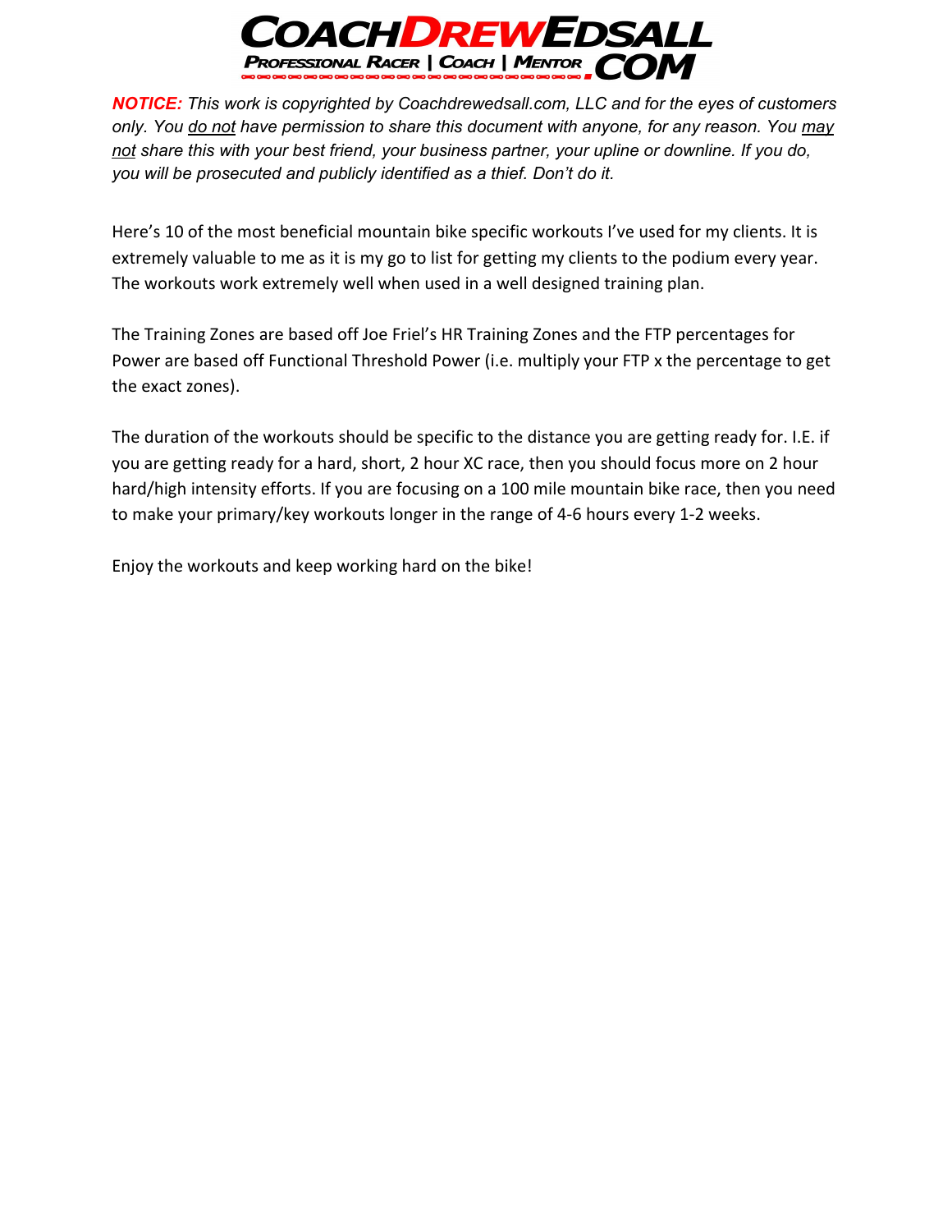# COACHDREWEDSALL.COM

**PROFESSIONAL RACER | COACH | MENTOR**

***NOTICE:*** *This work is copyrighted by Coachdrewedsall.com, LLC and for the eyes of customers only. You do not have permission to share this document with anyone, for any reason. You may not share this with your best friend, your business partner, your upline or downline. If you do, you will be prosecuted and publicly identified as a thief. Don't do it.*

Here's 10 of the most beneficial mountain bike specific workouts I've used for my clients. It is extremely valuable to me as it is my go to list for getting my clients to the podium every year. The workouts work extremely well when used in a well designed training plan.

The Training Zones are based off Joe Friel's HR Training Zones and the FTP percentages for Power are based off Functional Threshold Power (i.e. multiply your FTP x the percentage to get the exact zones).

The duration of the workouts should be specific to the distance you are getting ready for. I.E. if you are getting ready for a hard, short, 2 hour XC race, then you should focus more on 2 hour hard/high intensity efforts. If you are focusing on a 100 mile mountain bike race, then you need to make your primary/key workouts longer in the range of 4-6 hours every 1-2 weeks.

Enjoy the workouts and keep working hard on the bike!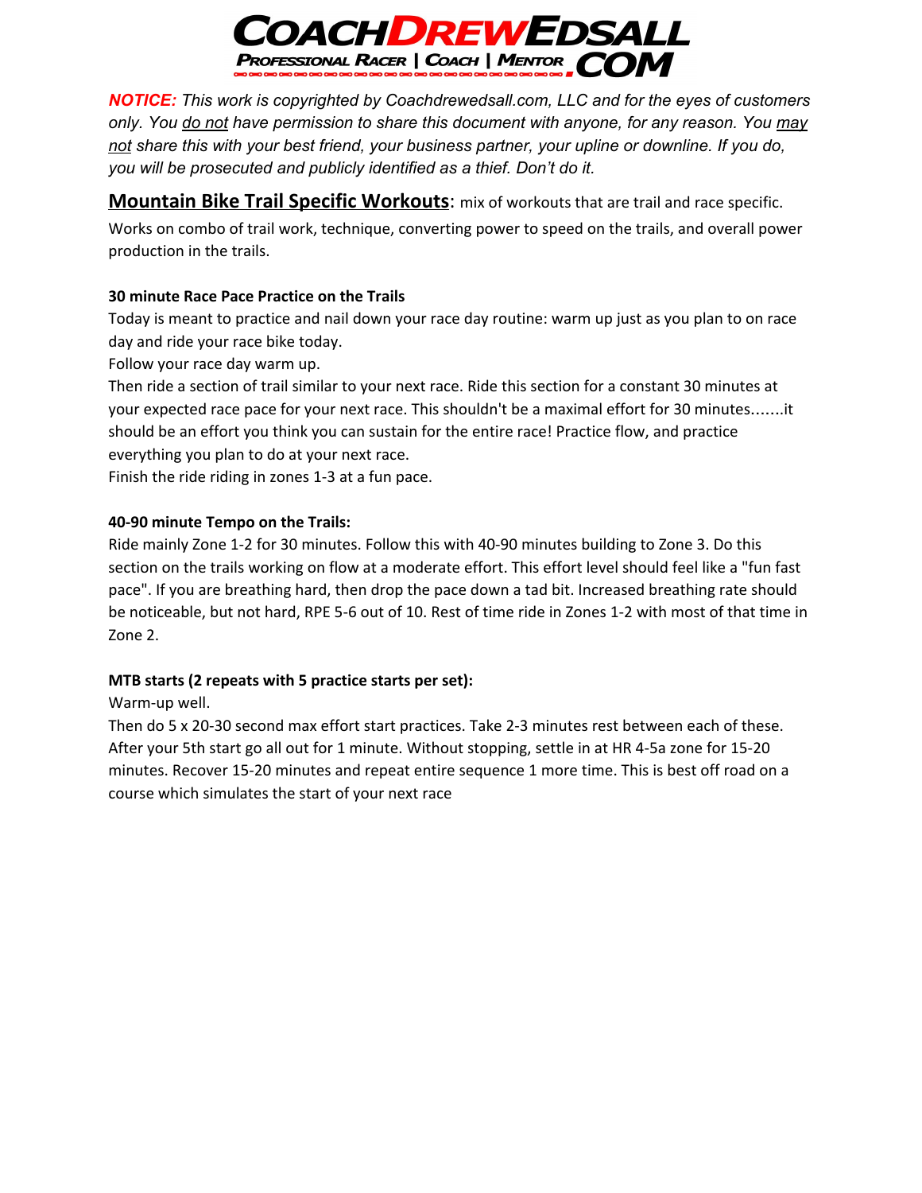**COACHDREWEDSALL**
**PROFESSIONAL RACER | COACH | MENTOR .COM**

***NOTICE:*** *This work is copyrighted by Coachdrewedsall.com, LLC and for the eyes of customers only. You do not have permission to share this document with anyone, for any reason. You may not share this with your best friend, your business partner, your upline or downline. If you do, you will be prosecuted and publicly identified as a thief. Don't do it.*

## Mountain Bike Trail Specific Workouts: mix of workouts that are trail and race specific.

Works on combo of trail work, technique, converting power to speed on the trails, and overall power production in the trails.

### 30 minute Race Pace Practice on the Trails

Today is meant to practice and nail down your race day routine: warm up just as you plan to on race day and ride your race bike today.

Follow your race day warm up.

Then ride a section of trail similar to your next race. Ride this section for a constant 30 minutes at your expected race pace for your next race. This shouldn't be a maximal effort for 30 minutes.......it should be an effort you think you can sustain for the entire race! Practice flow, and practice everything you plan to do at your next race.

Finish the ride riding in zones 1-3 at a fun pace.

### 40-90 minute Tempo on the Trails:

Ride mainly Zone 1-2 for 30 minutes. Follow this with 40-90 minutes building to Zone 3. Do this section on the trails working on flow at a moderate effort. This effort level should feel like a "fun fast pace". If you are breathing hard, then drop the pace down a tad bit. Increased breathing rate should be noticeable, but not hard, RPE 5-6 out of 10. Rest of time ride in Zones 1-2 with most of that time in Zone 2.

### MTB starts (2 repeats with 5 practice starts per set):

Warm-up well.

Then do 5 x 20-30 second max effort start practices. Take 2-3 minutes rest between each of these. After your 5th start go all out for 1 minute. Without stopping, settle in at HR 4-5a zone for 15-20 minutes. Recover 15-20 minutes and repeat entire sequence 1 more time. This is best off road on a course which simulates the start of your next race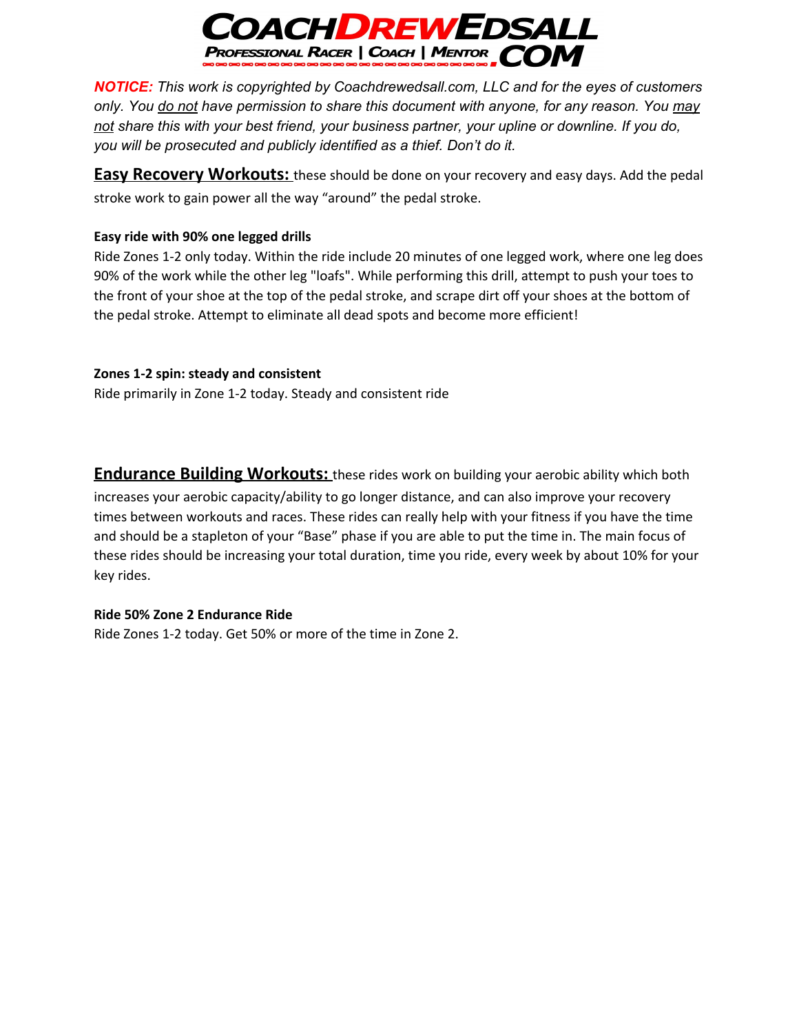**COACHDREWEDSALL.COM**
**PROFESSIONAL RACER | COACH | MENTOR**

***NOTICE:*** *This work is copyrighted by Coachdrewedsall.com, LLC and for the eyes of customers only. You do not have permission to share this document with anyone, for any reason. You may not share this with your best friend, your business partner, your upline or downline. If you do, you will be prosecuted and publicly identified as a thief. Don't do it.*

**Easy Recovery Workouts:** these should be done on your recovery and easy days. Add the pedal stroke work to gain power all the way "around" the pedal stroke.

**Easy ride with 90% one legged drills**
Ride Zones 1-2 only today. Within the ride include 20 minutes of one legged work, where one leg does 90% of the work while the other leg "loafs". While performing this drill, attempt to push your toes to the front of your shoe at the top of the pedal stroke, and scrape dirt off your shoes at the bottom of the pedal stroke. Attempt to eliminate all dead spots and become more efficient!

**Zones 1-2 spin: steady and consistent**
Ride primarily in Zone 1-2 today. Steady and consistent ride

**Endurance Building Workouts:** these rides work on building your aerobic ability which both increases your aerobic capacity/ability to go longer distance, and can also improve your recovery times between workouts and races. These rides can really help with your fitness if you have the time and should be a stapleton of your "Base" phase if you are able to put the time in. The main focus of these rides should be increasing your total duration, time you ride, every week by about 10% for your key rides.

**Ride 50% Zone 2 Endurance Ride**
Ride Zones 1-2 today. Get 50% or more of the time in Zone 2.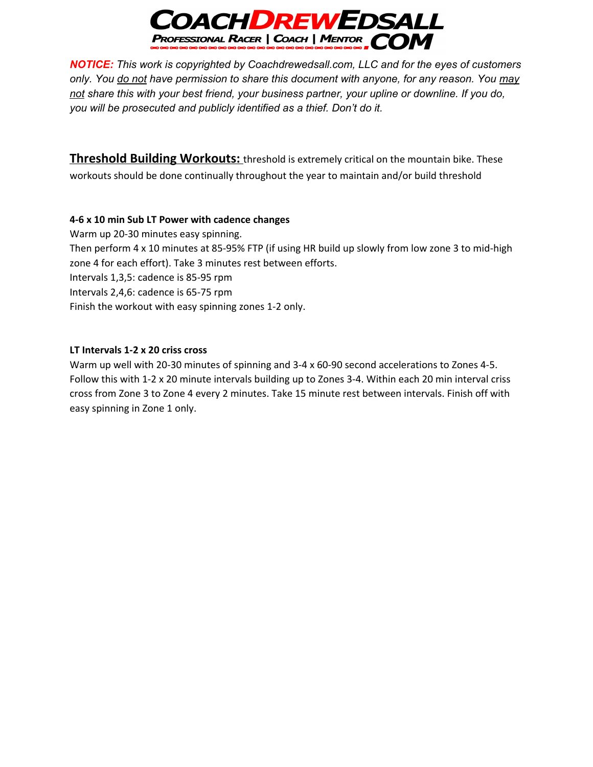**COACHDREWEDSALL.COM**
**PROFESSIONAL RACER | COACH | MENTOR**

***NOTICE:*** *This work is copyrighted by Coachdrewedsall.com, LLC and for the eyes of customers only. You do not have permission to share this document with anyone, for any reason. You may not share this with your best friend, your business partner, your upline or downline. If you do, you will be prosecuted and publicly identified as a thief. Don't do it.*

**Threshold Building Workouts:** threshold is extremely critical on the mountain bike. These workouts should be done continually throughout the year to maintain and/or build threshold

**4-6 x 10 min Sub LT Power with cadence changes**

Warm up 20-30 minutes easy spinning.

Then perform 4 x 10 minutes at 85-95% FTP (if using HR build up slowly from low zone 3 to mid-high zone 4 for each effort). Take 3 minutes rest between efforts.

Intervals 1,3,5: cadence is 85-95 rpm

Intervals 2,4,6: cadence is 65-75 rpm

Finish the workout with easy spinning zones 1-2 only.

**LT Intervals 1-2 x 20 criss cross**

Warm up well with 20-30 minutes of spinning and 3-4 x 60-90 second accelerations to Zones 4-5. Follow this with 1-2 x 20 minute intervals building up to Zones 3-4. Within each 20 min interval criss cross from Zone 3 to Zone 4 every 2 minutes. Take 15 minute rest between intervals. Finish off with easy spinning in Zone 1 only.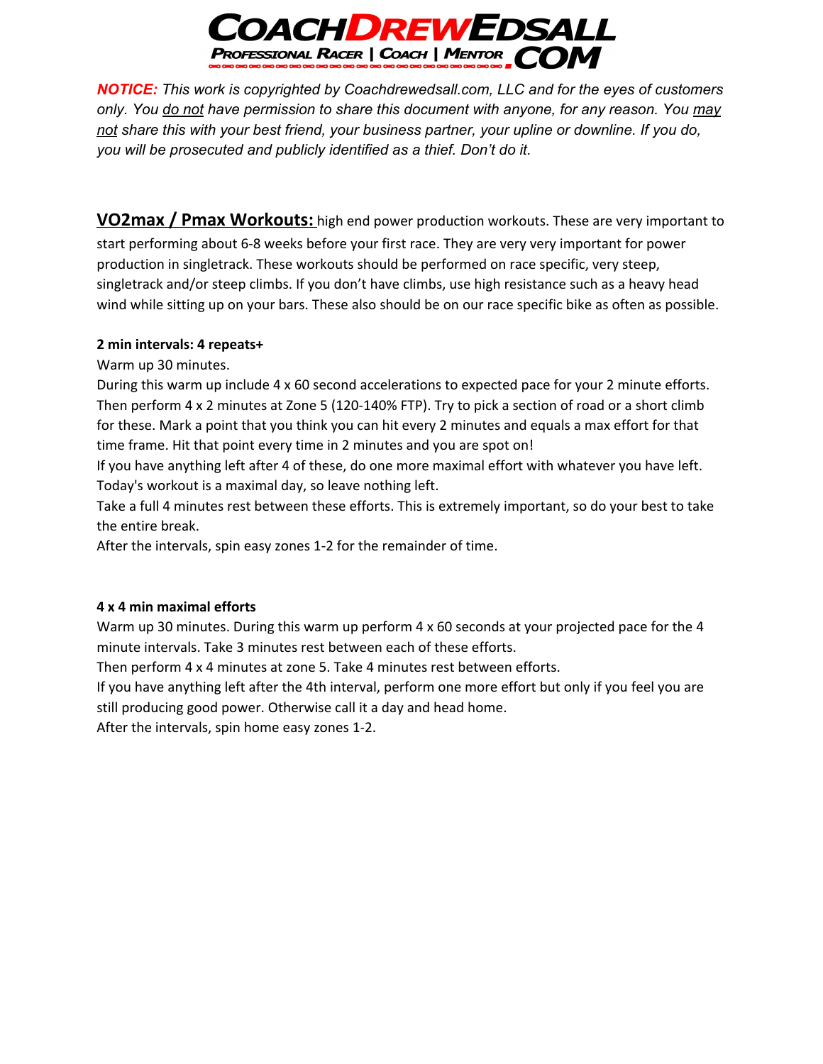***NOTICE:*** *This work is copyrighted by Coachdrewedsall.com, LLC and for the eyes of customers only. You do not have permission to share this document with anyone, for any reason. You may not share this with your best friend, your business partner, your upline or downline. If you do, you will be prosecuted and publicly identified as a thief. Don't do it.*

**VO2max / Pmax Workouts:** high end power production workouts. These are very important to start performing about 6-8 weeks before your first race. They are very very important for power production in singletrack. These workouts should be performed on race specific, very steep, singletrack and/or steep climbs. If you don't have climbs, use high resistance such as a heavy head wind while sitting up on your bars. These also should be on our race specific bike as often as possible.

**2 min intervals: 4 repeats+**

Warm up 30 minutes.

During this warm up include 4 x 60 second accelerations to expected pace for your 2 minute efforts. Then perform 4 x 2 minutes at Zone 5 (120-140% FTP). Try to pick a section of road or a short climb for these. Mark a point that you think you can hit every 2 minutes and equals a max effort for that time frame. Hit that point every time in 2 minutes and you are spot on!

If you have anything left after 4 of these, do one more maximal effort with whatever you have left. Today's workout is a maximal day, so leave nothing left.

Take a full 4 minutes rest between these efforts. This is extremely important, so do your best to take the entire break.

After the intervals, spin easy zones 1-2 for the remainder of time.

**4 x 4 min maximal efforts**

Warm up 30 minutes. During this warm up perform 4 x 60 seconds at your projected pace for the 4 minute intervals. Take 3 minutes rest between each of these efforts.

Then perform 4 x 4 minutes at zone 5. Take 4 minutes rest between efforts.

If you have anything left after the 4th interval, perform one more effort but only if you feel you are still producing good power. Otherwise call it a day and head home.

After the intervals, spin home easy zones 1-2.